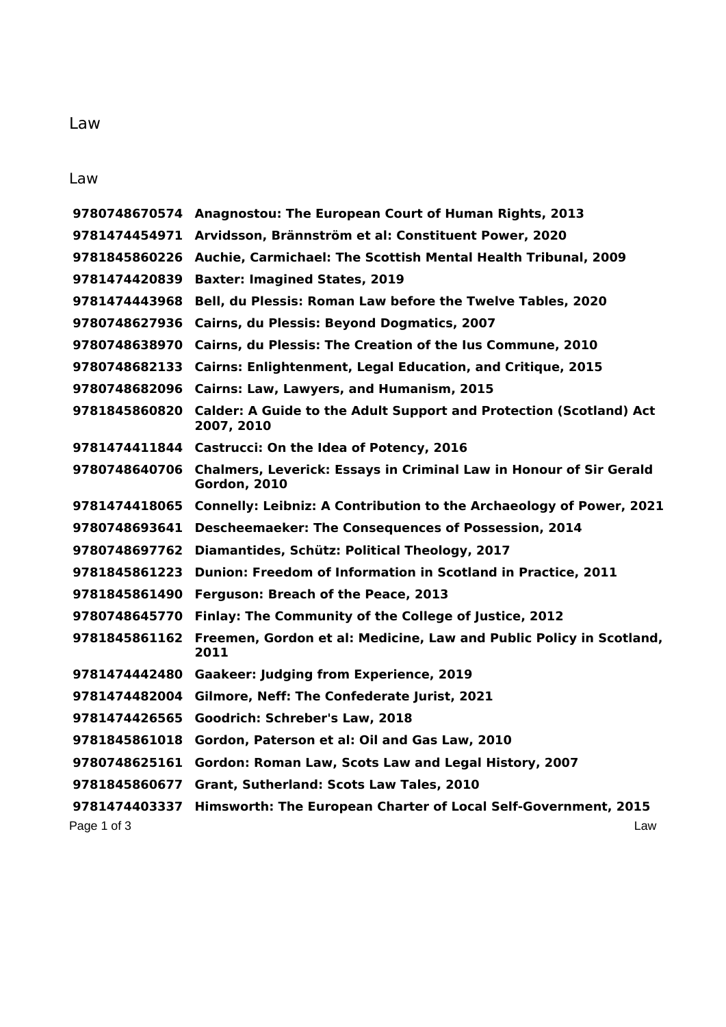# Law

## Law

| | |
|---|---|
| **9780748670574** | **Anagnostou: The European Court of Human Rights, 2013** |
| **9781474454971** | **Arvidsson, Brännström et al: Constituent Power, 2020** |
| **9781845860226** | **Auchie, Carmichael: The Scottish Mental Health Tribunal, 2009** |
| **9781474420839** | **Baxter: Imagined States, 2019** |
| **9781474443968** | **Bell, du Plessis: Roman Law before the Twelve Tables, 2020** |
| **9780748627936** | **Cairns, du Plessis: Beyond Dogmatics, 2007** |
| **9780748638970** | **Cairns, du Plessis: The Creation of the Ius Commune, 2010** |
| **9780748682133** | **Cairns: Enlightenment, Legal Education, and Critique, 2015** |
| **9780748682096** | **Cairns: Law, Lawyers, and Humanism, 2015** |
| **9781845860820** | **Calder: A Guide to the Adult Support and Protection (Scotland) Act 2007, 2010** |
| **9781474411844** | **Castrucci: On the Idea of Potency, 2016** |
| **9780748640706** | **Chalmers, Leverick: Essays in Criminal Law in Honour of Sir Gerald Gordon, 2010** |
| **9781474418065** | **Connelly: Leibniz: A Contribution to the Archaeology of Power, 2021** |
| **9780748693641** | **Descheemaeker: The Consequences of Possession, 2014** |
| **9780748697762** | **Diamantides, Schütz: Political Theology, 2017** |
| **9781845861223** | **Dunion: Freedom of Information in Scotland in Practice, 2011** |
| **9781845861490** | **Ferguson: Breach of the Peace, 2013** |
| **9780748645770** | **Finlay: The Community of the College of Justice, 2012** |
| **9781845861162** | **Freemen, Gordon et al: Medicine, Law and Public Policy in Scotland, 2011** |
| **9781474442480** | **Gaakeer: Judging from Experience, 2019** |
| **9781474482004** | **Gilmore, Neff: The Confederate Jurist, 2021** |
| **9781474426565** | **Goodrich: Schreber's Law, 2018** |
| **9781845861018** | **Gordon, Paterson et al: Oil and Gas Law, 2010** |
| **9780748625161** | **Gordon: Roman Law, Scots Law and Legal History, 2007** |
| **9781845860677** | **Grant, Sutherland: Scots Law Tales, 2010** |
| **9781474403337** | **Himsworth: The European Charter of Local Self-Government, 2015** |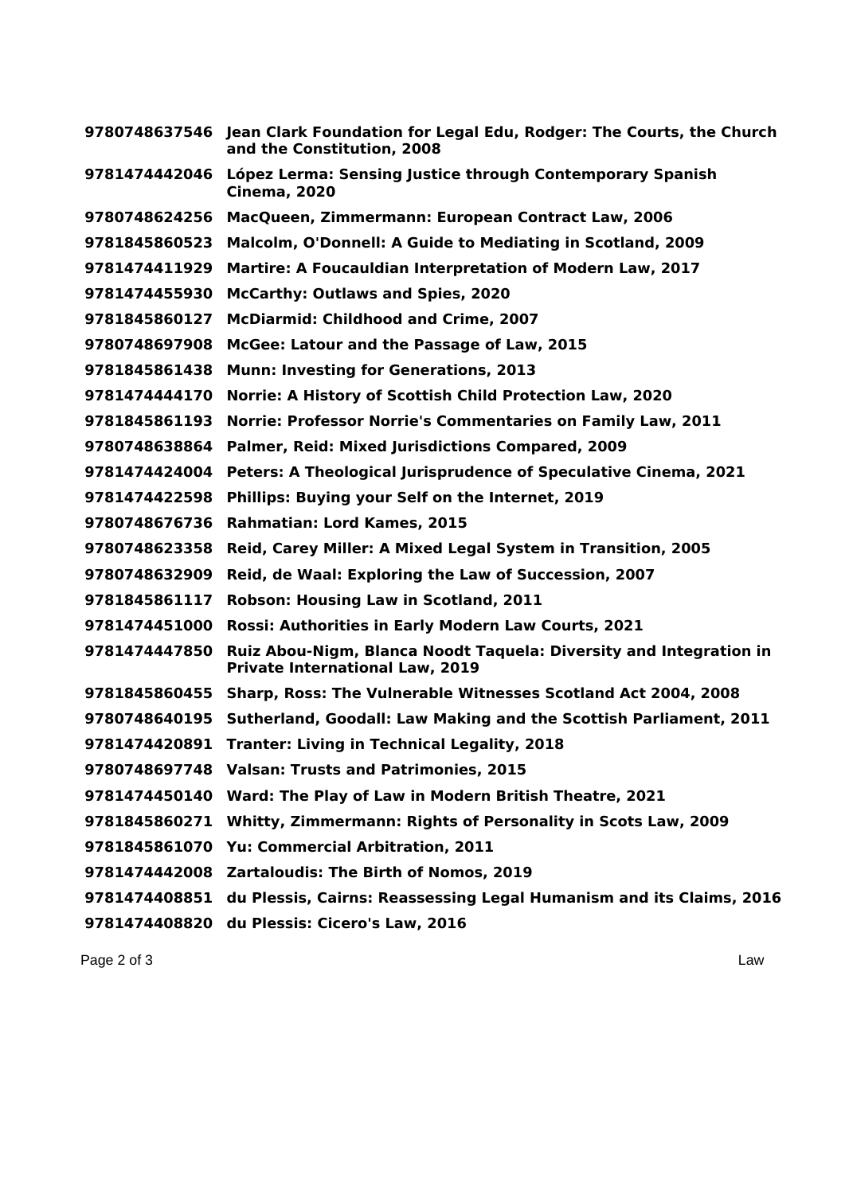| | |
|---|---|
| **9780748637546** | **Jean Clark Foundation for Legal Edu, Rodger: The Courts, the Church and the Constitution, 2008** |
| **9781474442046** | **López Lerma: Sensing Justice through Contemporary Spanish Cinema, 2020** |
| **9780748624256** | **MacQueen, Zimmermann: European Contract Law, 2006** |
| **9781845860523** | **Malcolm, O'Donnell: A Guide to Mediating in Scotland, 2009** |
| **9781474411929** | **Martire: A Foucauldian Interpretation of Modern Law, 2017** |
| **9781474455930** | **McCarthy: Outlaws and Spies, 2020** |
| **9781845860127** | **McDiarmid: Childhood and Crime, 2007** |
| **9780748697908** | **McGee: Latour and the Passage of Law, 2015** |
| **9781845861438** | **Munn: Investing for Generations, 2013** |
| **9781474444170** | **Norrie: A History of Scottish Child Protection Law, 2020** |
| **9781845861193** | **Norrie: Professor Norrie's Commentaries on Family Law, 2011** |
| **9780748638864** | **Palmer, Reid: Mixed Jurisdictions Compared, 2009** |
| **9781474424004** | **Peters: A Theological Jurisprudence of Speculative Cinema, 2021** |
| **9781474422598** | **Phillips: Buying your Self on the Internet, 2019** |
| **9780748676736** | **Rahmatian: Lord Kames, 2015** |
| **9780748623358** | **Reid, Carey Miller: A Mixed Legal System in Transition, 2005** |
| **9780748632909** | **Reid, de Waal: Exploring the Law of Succession, 2007** |
| **9781845861117** | **Robson: Housing Law in Scotland, 2011** |
| **9781474451000** | **Rossi: Authorities in Early Modern Law Courts, 2021** |
| **9781474447850** | **Ruiz Abou-Nigm, Blanca Noodt Taquela: Diversity and Integration in Private International Law, 2019** |
| **9781845860455** | **Sharp, Ross: The Vulnerable Witnesses Scotland Act 2004, 2008** |
| **9780748640195** | **Sutherland, Goodall: Law Making and the Scottish Parliament, 2011** |
| **9781474420891** | **Tranter: Living in Technical Legality, 2018** |
| **9780748697748** | **Valsan: Trusts and Patrimonies, 2015** |
| **9781474450140** | **Ward: The Play of Law in Modern British Theatre, 2021** |
| **9781845860271** | **Whitty, Zimmermann: Rights of Personality in Scots Law, 2009** |
| **9781845861070** | **Yu: Commercial Arbitration, 2011** |
| **9781474442008** | **Zartaloudis: The Birth of Nomos, 2019** |
| **9781474408851** | **du Plessis, Cairns: Reassessing Legal Humanism and its Claims, 2016** |
| **9781474408820** | **du Plessis: Cicero's Law, 2016** |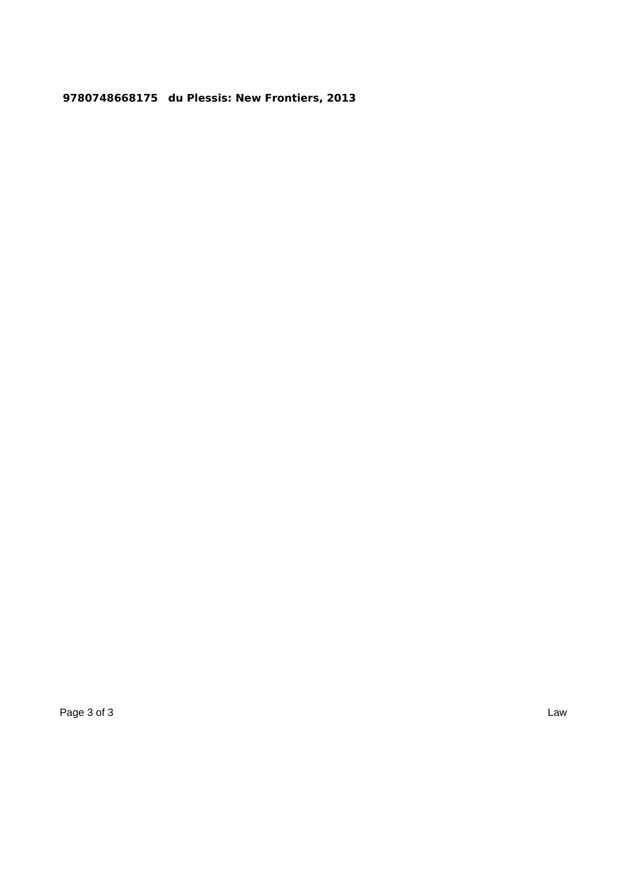**9780748668175 du Plessis: New Frontiers, 2013**